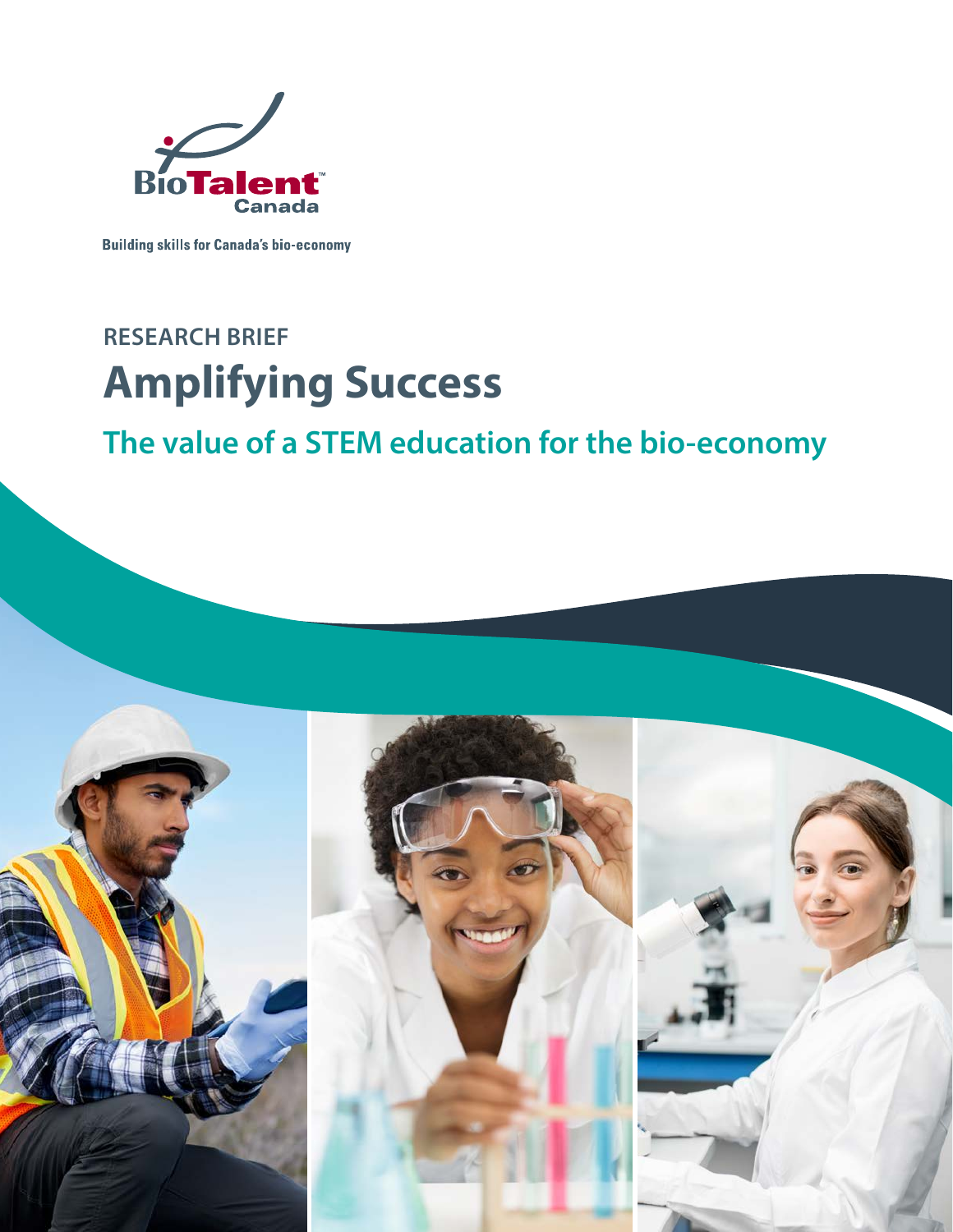BioTalent Canada

Building skills for Canada's bio-economy

RESEARCH BRIEF

# Amplifying Success

## The value of a STEM education for the bio-economy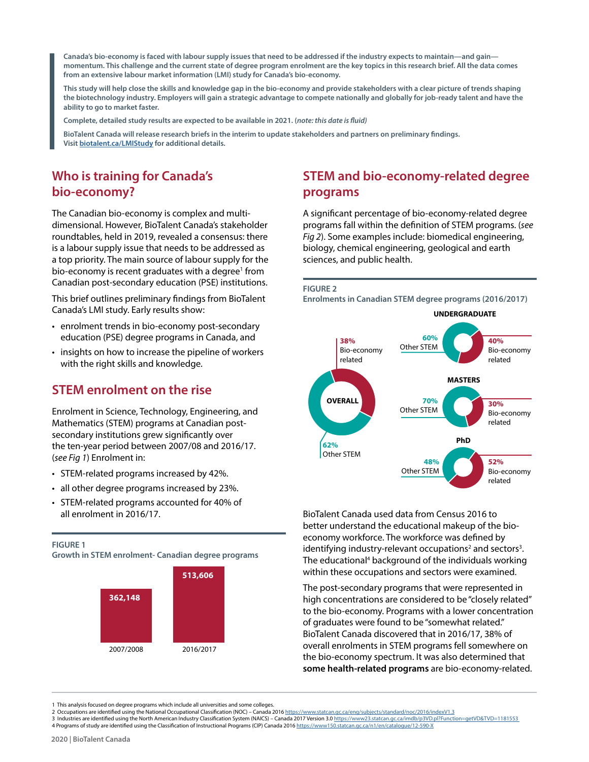Canada's bio-economy is faced with labour supply issues that need to be addressed if the industry expects to maintain—and gain—momentum. This challenge and the current state of degree program enrolment are the key topics in this research brief. All the data comes from an extensive labour market information (LMI) study for Canada's bio-economy.

This study will help close the skills and knowledge gap in the bio-economy and provide stakeholders with a clear picture of trends shaping the biotechnology industry. Employers will gain a strategic advantage to compete nationally and globally for job-ready talent and have the ability to go to market faster.

Complete, detailed study results are expected to be available in 2021. (*note: this date is fluid*)

BioTalent Canada will release research briefs in the interim to update stakeholders and partners on preliminary findings. Visit [biotalent.ca/LMIStudy](biotalent.ca/LMIStudy) for additional details.

## Who is training for Canada's bio-economy?

The Canadian bio-economy is complex and multi-dimensional. However, BioTalent Canada's stakeholder roundtables, held in 2019, revealed a consensus: there is a labour supply issue that needs to be addressed as a top priority. The main source of labour supply for the bio-economy is recent graduates with a degree[1] from Canadian post-secondary education (PSE) institutions.

This brief outlines preliminary findings from BioTalent Canada's LMI study. Early results show:

- enrolment trends in bio-economy post-secondary education (PSE) degree programs in Canada, and
- insights on how to increase the pipeline of workers with the right skills and knowledge.

## STEM enrolment on the rise

Enrolment in Science, Technology, Engineering, and Mathematics (STEM) programs at Canadian post-secondary institutions grew significantly over the ten-year period between 2007/08 and 2016/17. (*see Fig 1*) Enrolment in:

- STEM-related programs increased by 42%.
- all other degree programs increased by 23%.
- STEM-related programs accounted for 40% of all enrolment in 2016/17.

**FIGURE 1**
**Growth in STEM enrolment- Canadian degree programs**

| 2007/2008 | 2016/2017 |
|---|---|
| 362,148 | 513,606 |

## STEM and bio-economy-related degree programs

A significant percentage of bio-economy-related degree programs fall within the definition of STEM programs. (*see Fig 2*). Some examples include: biomedical engineering, biology, chemical engineering, geological and earth sciences, and public health.

**FIGURE 2**
**Enrolments in Canadian STEM degree programs (2016/2017)**

| | Bio-economy related | Other STEM |
|---|---|---|
| OVERALL | 38% | 62% |
| UNDERGRADUATE | 40% | 60% |
| MASTERS | 30% | 70% |
| PhD | 52% | 48% |

BioTalent Canada used data from Census 2016 to better understand the educational makeup of the bio-economy workforce. The workforce was defined by identifying industry-relevant occupations[2] and sectors[3]. The educational[4] background of the individuals working within these occupations and sectors were examined.

The post-secondary programs that were represented in high concentrations are considered to be "closely related" to the bio-economy. Programs with a lower concentration of graduates were found to be "somewhat related." BioTalent Canada discovered that in 2016/17, 38% of overall enrolments in STEM programs fell somewhere on the bio-economy spectrum. It was also determined that **some health-related programs** are bio-economy-related.

---

1 This analysis focused on degree programs which include all universities and some colleges.
2 Occupations are identified using the National Occupational Classification (NOC) – Canada 2016 https://www.statcan.gc.ca/eng/subjects/standard/noc/2016/indexV1.3
3 Industries are identified using the North American Industry Classification System (NAICS) – Canada 2017 Version 3.0 https://www23.statcan.gc.ca/imdb/p3VD.pl?Function=getVD&TVD=1181553
4 Programs of study are identified using the Classification of Instructional Programs (CIP) Canada 2016 https://www150.statcan.gc.ca/n1/en/catalogue/12-590-X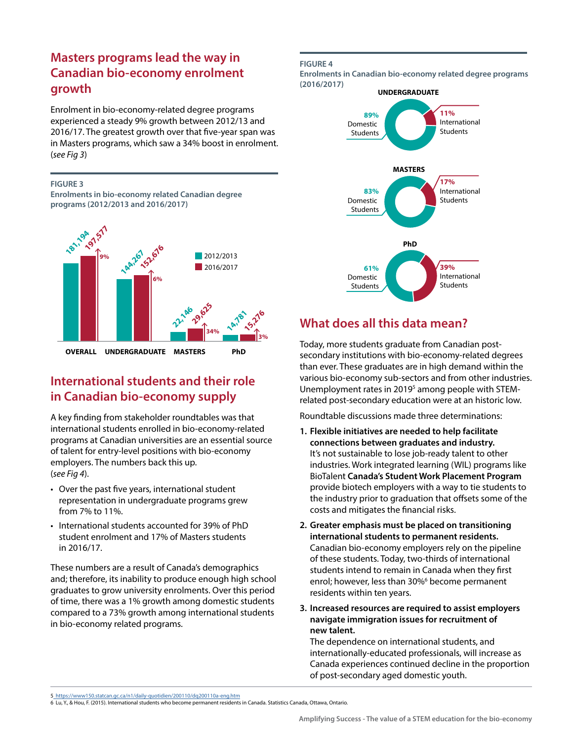## Masters programs lead the way in Canadian bio-economy enrolment growth

Enrolment in bio-economy-related degree programs experienced a steady 9% growth between 2012/13 and 2016/17. The greatest growth over that five-year span was in Masters programs, which saw a 34% boost in enrolment. (*see Fig 3*)

**FIGURE 3**
**Enrolments in bio-economy related Canadian degree programs (2012/2013 and 2016/2017)**

| | 2012/2013 | 2016/2017 | Growth |
|---|---|---|---|
| OVERALL | 181,194 | 197,577 | 9% |
| UNDERGRADUATE | 144,267 | 152,676 | 6% |
| MASTERS | 22,146 | 29,625 | 34% |
| PhD | 14,781 | 15,276 | 3% |

## International students and their role in Canadian bio-economy supply

A key finding from stakeholder roundtables was that international students enrolled in bio-economy-related programs at Canadian universities are an essential source of talent for entry-level positions with bio-economy employers. The numbers back this up. (*see Fig 4*)

- Over the past five years, international student representation in undergraduate programs grew from 7% to 11%.
- International students accounted for 39% of PhD student enrolment and 17% of Masters students in 2016/17.

These numbers are a result of Canada's demographics and; therefore, its inability to produce enough high school graduates to grow university enrolments. Over this period of time, there was a 1% growth among domestic students compared to a 73% growth among international students in bio-economy related programs.

**FIGURE 4**
**Enrolments in Canadian bio-economy related degree programs (2016/2017)**

| | Domestic Students | International Students |
|---|---|---|
| UNDERGRADUATE | 89% | 11% |
| MASTERS | 83% | 17% |
| PhD | 61% | 39% |

## What does all this data mean?

Today, more students graduate from Canadian post-secondary institutions with bio-economy-related degrees than ever. These graduates are in high demand within the various bio-economy sub-sectors and from other industries. Unemployment rates in 2019[5] among people with STEM-related post-secondary education were at an historic low.

Roundtable discussions made three determinations:

1. **Flexible initiatives are needed to help facilitate connections between graduates and industry.**
   It's not sustainable to lose job-ready talent to other industries. Work integrated learning (WIL) programs like BioTalent **Canada's Student Work Placement Program** provide biotech employers with a way to tie students to the industry prior to graduation that offsets some of the costs and mitigates the financial risks.
2. **Greater emphasis must be placed on transitioning international students to permanent residents.**
   Canadian bio-economy employers rely on the pipeline of these students. Today, two-thirds of international students intend to remain in Canada when they first enrol; however, less than 30%[6] become permanent residents within ten years.
3. **Increased resources are required to assist employers navigate immigration issues for recruitment of new talent.**
   The dependence on international students, and internationally-educated professionals, will increase as Canada experiences continued decline in the proportion of post-secondary aged domestic youth.

5 https://www150.statcan.gc.ca/n1/daily-quotidien/200110/dq200110a-eng.htm
6 Lu, Y., & Hou, F. (2015). International students who become permanent residents in Canada. Statistics Canada, Ottawa, Ontario.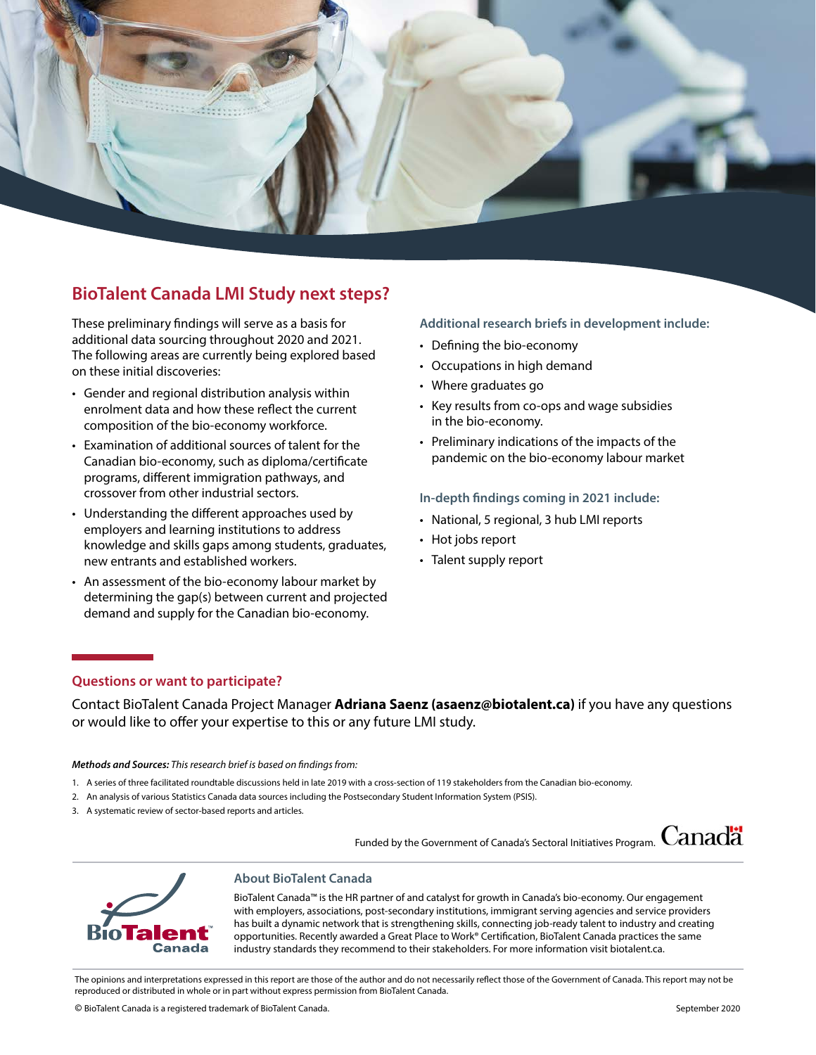## BioTalent Canada LMI Study next steps?

These preliminary findings will serve as a basis for additional data sourcing throughout 2020 and 2021. The following areas are currently being explored based on these initial discoveries:

- Gender and regional distribution analysis within enrolment data and how these reflect the current composition of the bio-economy workforce.
- Examination of additional sources of talent for the Canadian bio-economy, such as diploma/certificate programs, different immigration pathways, and crossover from other industrial sectors.
- Understanding the different approaches used by employers and learning institutions to address knowledge and skills gaps among students, graduates, new entrants and established workers.
- An assessment of the bio-economy labour market by determining the gap(s) between current and projected demand and supply for the Canadian bio-economy.

### Additional research briefs in development include:

- Defining the bio-economy
- Occupations in high demand
- Where graduates go
- Key results from co-ops and wage subsidies in the bio-economy.
- Preliminary indications of the impacts of the pandemic on the bio-economy labour market

### In-depth findings coming in 2021 include:

- National, 5 regional, 3 hub LMI reports
- Hot jobs report
- Talent supply report

## Questions or want to participate?

Contact BioTalent Canada Project Manager **Adriana Saenz (asaenz@biotalent.ca)** if you have any questions or would like to offer your expertise to this or any future LMI study.

***Methods and Sources:*** *This research brief is based on findings from:*

1. A series of three facilitated roundtable discussions held in late 2019 with a cross-section of 119 stakeholders from the Canadian bio-economy.
2. An analysis of various Statistics Canada data sources including the Postsecondary Student Information System (PSIS).
3. A systematic review of sector-based reports and articles.

Funded by the Government of Canada's Sectoral Initiatives Program. Canada

BioTalent Canada

### About BioTalent Canada

BioTalent Canada™ is the HR partner of and catalyst for growth in Canada's bio-economy. Our engagement with employers, associations, post-secondary institutions, immigrant serving agencies and service providers has built a dynamic network that is strengthening skills, connecting job-ready talent to industry and creating opportunities. Recently awarded a Great Place to Work® Certification, BioTalent Canada practices the same industry standards they recommend to their stakeholders. For more information visit biotalent.ca.

The opinions and interpretations expressed in this report are those of the author and do not necessarily reflect those of the Government of Canada. This report may not be reproduced or distributed in whole or in part without express permission from BioTalent Canada.

© BioTalent Canada is a registered trademark of BioTalent Canada.

September 2020